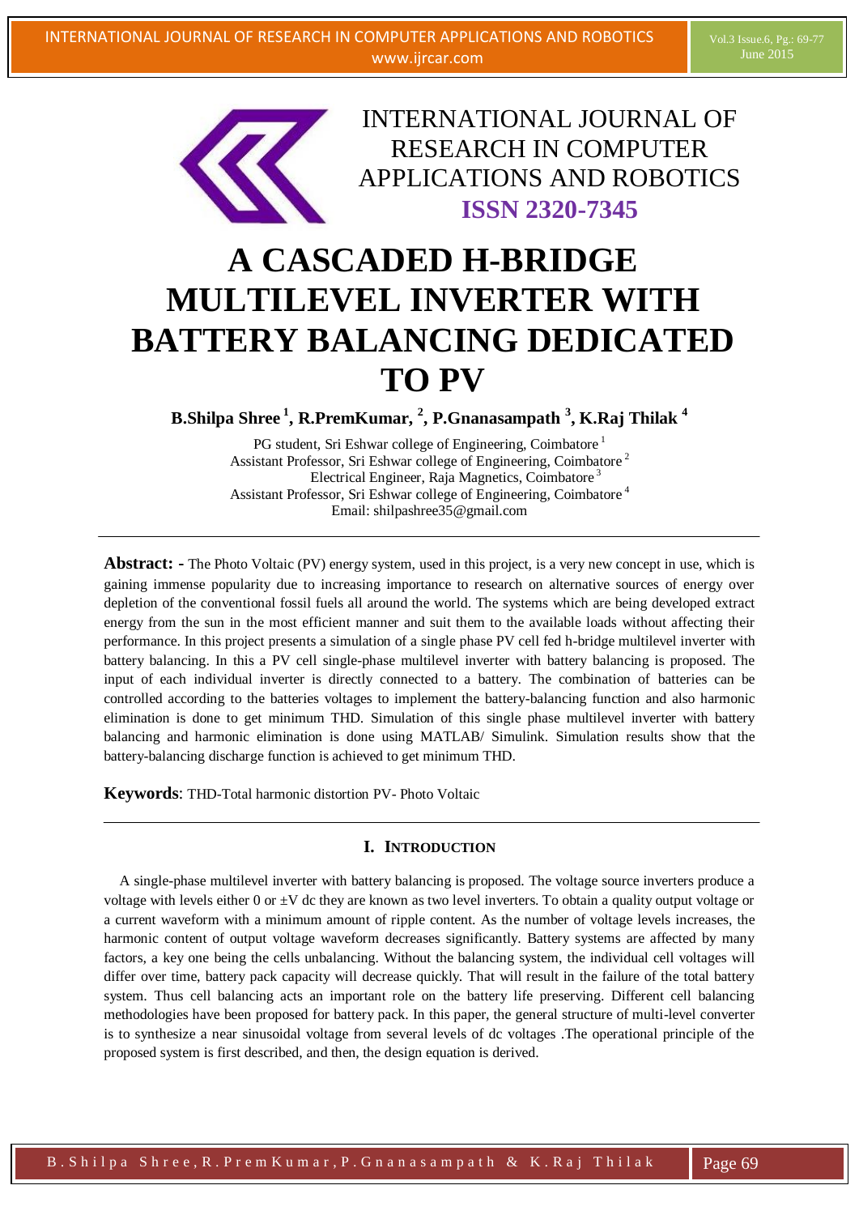# A CASCADED H-BRIDGE MULTILEVEL INVERTER WITH BATTERY BALANCING DEDICATED TO PV

**B.Shilpa Shree [1], R.PremKumar, [2], P.Gnanasampath [3], K.Raj Thilak [4]**

PG student, Sri Eshwar college of Engineering, Coimbatore [1]
Assistant Professor, Sri Eshwar college of Engineering, Coimbatore [2]
Electrical Engineer, Raja Magnetics, Coimbatore [3]
Assistant Professor, Sri Eshwar college of Engineering, Coimbatore [4]
Email: shilpashree35@gmail.com

---

**Abstract: -** The Photo Voltaic (PV) energy system, used in this project, is a very new concept in use, which is gaining immense popularity due to increasing importance to research on alternative sources of energy over depletion of the conventional fossil fuels all around the world. The systems which are being developed extract energy from the sun in the most efficient manner and suit them to the available loads without affecting their performance. In this project presents a simulation of a single phase PV cell fed h-bridge multilevel inverter with battery balancing. In this a PV cell single-phase multilevel inverter with battery balancing is proposed. The input of each individual inverter is directly connected to a battery. The combination of batteries can be controlled according to the batteries voltages to implement the battery-balancing function and also harmonic elimination is done to get minimum THD. Simulation of this single phase multilevel inverter with battery balancing and harmonic elimination is done using MATLAB/ Simulink. Simulation results show that the battery-balancing discharge function is achieved to get minimum THD.

**Keywords**: THD-Total harmonic distortion PV- Photo Voltaic

---

## I. INTRODUCTION

A single-phase multilevel inverter with battery balancing is proposed. The voltage source inverters produce a voltage with levels either 0 or ±V dc they are known as two level inverters. To obtain a quality output voltage or a current waveform with a minimum amount of ripple content. As the number of voltage levels increases, the harmonic content of output voltage waveform decreases significantly. Battery systems are affected by many factors, a key one being the cells unbalancing. Without the balancing system, the individual cell voltages will differ over time, battery pack capacity will decrease quickly. That will result in the failure of the total battery system. Thus cell balancing acts an important role on the battery life preserving. Different cell balancing methodologies have been proposed for battery pack. In this paper, the general structure of multi-level converter is to synthesize a near sinusoidal voltage from several levels of dc voltages .The operational principle of the proposed system is first described, and then, the design equation is derived.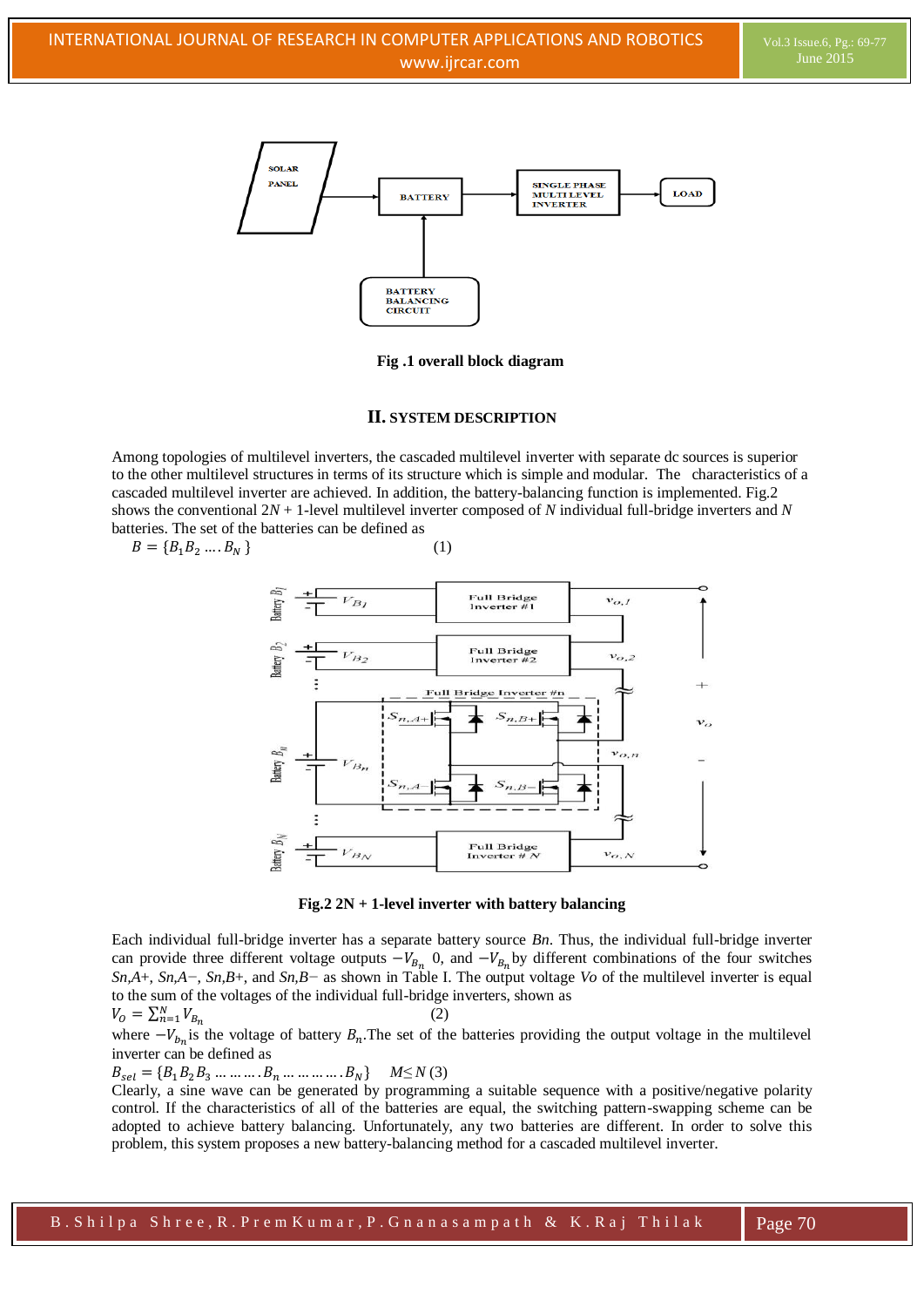Fig .1 overall block diagram

## II. SYSTEM DESCRIPTION

Among topologies of multilevel inverters, the cascaded multilevel inverter with separate dc sources is superior to the other multilevel structures in terms of its structure which is simple and modular. The characteristics of a cascaded multilevel inverter are achieved. In addition, the battery-balancing function is implemented. Fig.2 shows the conventional $2N + 1$-level multilevel inverter composed of $N$ individual full-bridge inverters and $N$ batteries. The set of the batteries can be defined as

$$B = \{B_1 B_2 \ldots. B_N\} \quad (1)$$

Fig.2 2N + 1-level inverter with battery balancing

Each individual full-bridge inverter has a separate battery source $Bn$. Thus, the individual full-bridge inverter can provide three different voltage outputs $-V_{B_n}$ 0, and $-V_{B_n}$ by different combinations of the four switches $S_{n,A+}$, $S_{n,A-}$, $S_{n,B+}$, and $S_{n,B-}$ as shown in Table I. The output voltage $Vo$ of the multilevel inverter is equal to the sum of the voltages of the individual full-bridge inverters, shown as

$$V_O = \sum_{n=1}^{N} V_{B_n} \quad (2)$$

where $-V_{b_n}$ is the voltage of battery $B_n$.The set of the batteries providing the output voltage in the multilevel inverter can be defined as

$$B_{sel} = \{B_1 B_2 B_3 \ldots \ldots \ldots . B_n \ldots \ldots \ldots \ldots . B_N\} \quad M \leq N \, (3)$$

Clearly, a sine wave can be generated by programming a suitable sequence with a positive/negative polarity control. If the characteristics of all of the batteries are equal, the switching pattern-swapping scheme can be adopted to achieve battery balancing. Unfortunately, any two batteries are different. In order to solve this problem, this system proposes a new battery-balancing method for a cascaded multilevel inverter.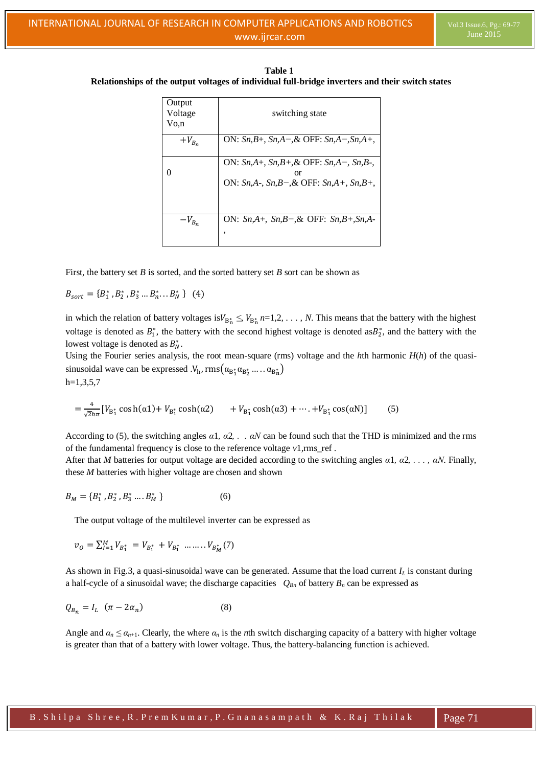**Table 1**
**Relationships of the output voltages of individual full-bridge inverters and their switch states**

| Output Voltage Vo,n | switching state |
|---|---|
| $+V_{B_n}$ | ON: *Sn,B+*, *Sn,A−*,& OFF: *Sn,A−*,*Sn,A+*, |
| 0 | ON: *Sn,A+*, *Sn,B+*,& OFF: *Sn,A−*, *Sn,B-*, or ON: *Sn,A-*, *Sn,B−*,& OFF: *Sn,A+*, *Sn,B+*, |
| $-V_{B_n}$ | ON: *Sn,A+*, *Sn,B−*,& OFF: *Sn,B+*,*Sn,A-* , |

First, the battery set *B* is sorted, and the sorted battery set *B* sort can be shown as

$$B_{sort} = \{B_1^*, B_2^*, B_3^* \dots B_n^* \dots B_N^*\} \quad (4)$$

in which the relation of battery voltages is$V_{B_n^*} \leq V_{B_n^*}$ $n$=1,2, . . . , *N*. This means that the battery with the highest voltage is denoted as $B_1^*$, the battery with the second highest voltage is denoted as$B_2^*$, and the battery with the lowest voltage is denoted as $B_N^*$.
Using the Fourier series analysis, the root mean-square (rms) voltage and the *h*th harmonic *H*(*h*) of the quasi-sinusoidal wave can be expressed .$V_h$, rms$(\alpha_{B_1^*}\alpha_{B_2^*} \dots \dots \alpha_{B_n^*})$
h=1,3,5,7

$$= \frac{4}{\sqrt{2}h\pi}[V_{B_1^*} \cosh(\alpha 1) + V_{B_1^*} \cosh(\alpha 2) \quad + V_{B_1^*} \cosh(\alpha 3) + \cdots . + V_{B_1^*} \cos(\alpha N)] \quad (5)$$

According to (5), the switching angles $\alpha 1$, $\alpha 2$, . . $\alpha N$ can be found such that the THD is minimized and the rms of the fundamental frequency is close to the reference voltage $v$1,rms_ref .
After that *M* batteries for output voltage are decided according to the switching angles $\alpha 1$, $\alpha 2$, . . . , $\alpha N$. Finally, these *M* batteries with higher voltage are chosen and shown

$$B_M = \{B_1^*, B_2^*, B_3^* \dots . B_M^*\} \quad (6)$$

The output voltage of the multilevel inverter can be expressed as

$$v_O = \sum_{l=1}^{M} V_{B_1^*} = V_{B_1^*} + V_{B_1^*} \dots \dots \dots V_{B_M^*} \quad (7)$$

As shown in Fig.3, a quasi-sinusoidal wave can be generated. Assume that the load current $I_L$ is constant during a half-cycle of a sinusoidal wave; the discharge capacities $Q_{Bn}$ of battery $B_n$ can be expressed as

$$Q_{B_n} = I_L \ (\pi - 2\alpha_n) \quad (8)$$

Angle and $\alpha_n \leq \alpha_{n+1}$. Clearly, the where $\alpha_n$ is the *n*th switch discharging capacity of a battery with higher voltage is greater than that of a battery with lower voltage. Thus, the battery-balancing function is achieved.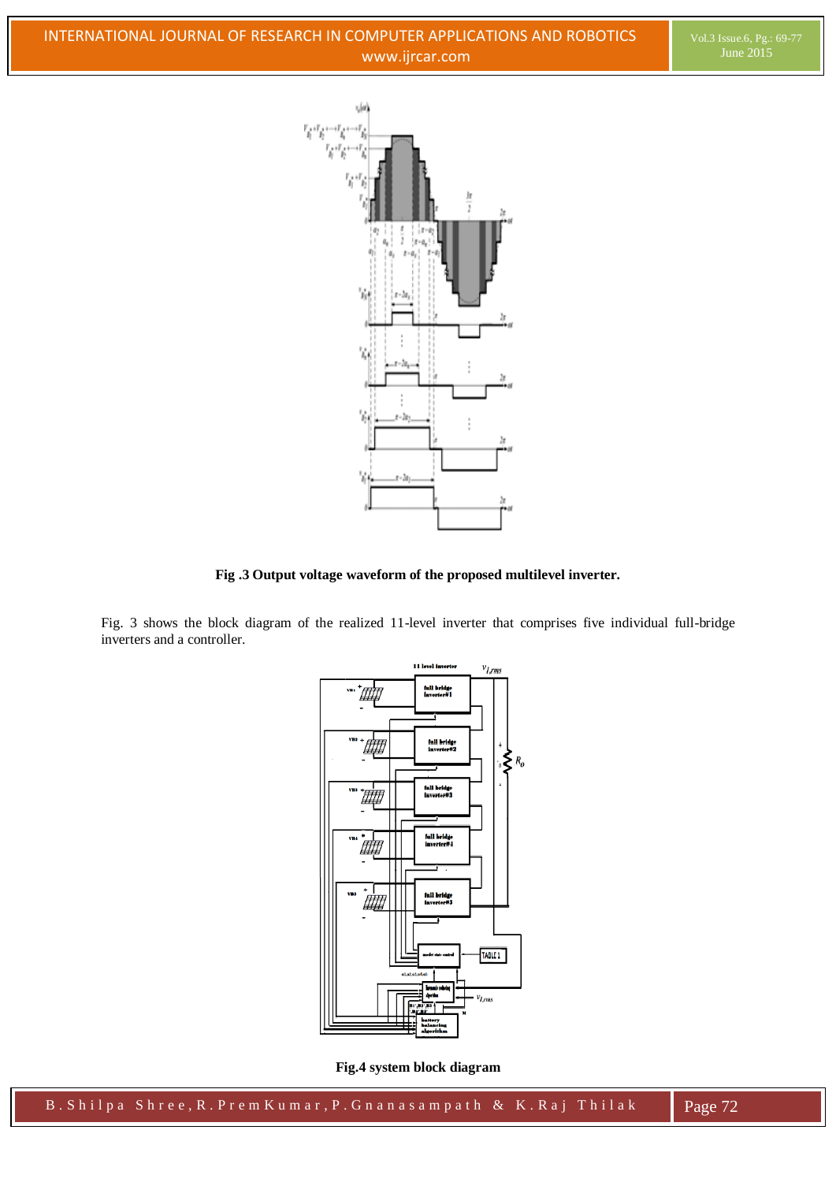**Fig .3 Output voltage waveform of the proposed multilevel inverter.**

Fig. 3 shows the block diagram of the realized 11-level inverter that comprises five individual full-bridge inverters and a controller.

**Fig.4 system block diagram**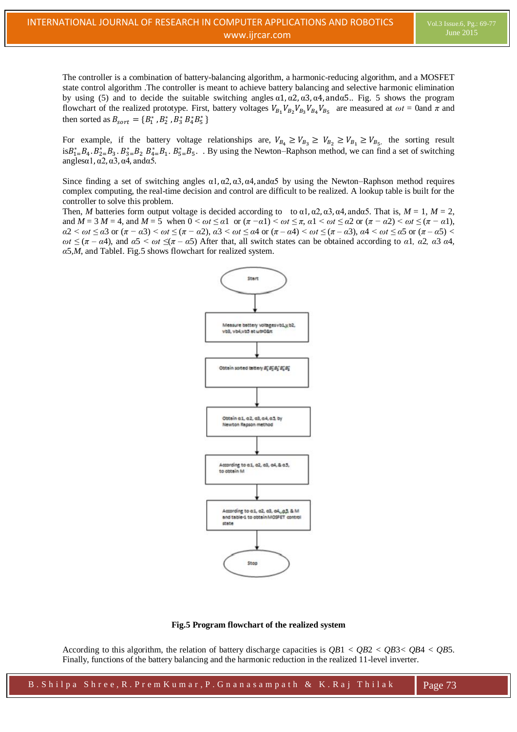The controller is a combination of battery-balancing algorithm, a harmonic-reducing algorithm, and a MOSFET state control algorithm .The controller is meant to achieve battery balancing and selective harmonic elimination by using (5) and to decide the suitable switching angles α1, α2, α3, α4, andα5.. Fig. 5 shows the program flowchart of the realized prototype. First, battery voltages $V_{B_1} V_{B_2} V_{B_3} V_{B_4} V_{B_5}$ are measured at $\omega t$ = 0and $\pi$ and then sorted as $B_{sort} = \{B_1^*, B_2^*, B_3^* B_4^* B_5^*\}$

For example, if the battery voltage relationships are, $V_{B_4} \geq V_{B_3} \geq V_{B_2} \geq V_{B_1} \geq V_{B_5}$, the sorting result is$B_1^* = B_4 . B_2^* = B_3 . B_3^* = B_2 \; B_4^* = B_1 . B_5^* = B_5$. . By using the Newton–Raphson method, we can find a set of switching anglesα1, α2, α3, α4, andα5.

Since finding a set of switching angles α1, α2, α3, α4, andα5 by using the Newton–Raphson method requires complex computing, the real-time decision and control are difficult to be realized. A lookup table is built for the controller to solve this problem.

Then, *M* batteries form output voltage is decided according to to α1, α2, α3, α4, andα5. That is, *M* = 1, *M* = 2, and *M* = 3 *M* = 4, and *M* = 5 when $0 < \omega t \leq \alpha 1$ or $(\pi - \alpha 1) < \omega t \leq \pi$, $\alpha 1 < \omega t \leq \alpha 2$ or $(\pi - \alpha 2) < \omega t \leq (\pi - \alpha 1)$, $\alpha 2 < \omega t \leq \alpha 3$ or $(\pi - \alpha 3) < \omega t \leq (\pi - \alpha 2)$, $\alpha 3 < \omega t \leq \alpha 4$ or $(\pi - \alpha 4) < \omega t \leq (\pi - \alpha 3)$, $\alpha 4 < \omega t \leq \alpha 5$ or $(\pi - \alpha 5) < \omega t \leq (\pi - \alpha 4)$, and $\alpha 5 < \omega t \leq (\pi - \alpha 5)$ After that, all switch states can be obtained according to *α1, α2, α3 α4, α5,M*, and TableI. Fig.5 shows flowchart for realized system.

**Fig.5 Program flowchart of the realized system**

According to this algorithm, the relation of battery discharge capacities is $QB1 < QB2 < QB3 < QB4 < QB5$. Finally, functions of the battery balancing and the harmonic reduction in the realized 11-level inverter.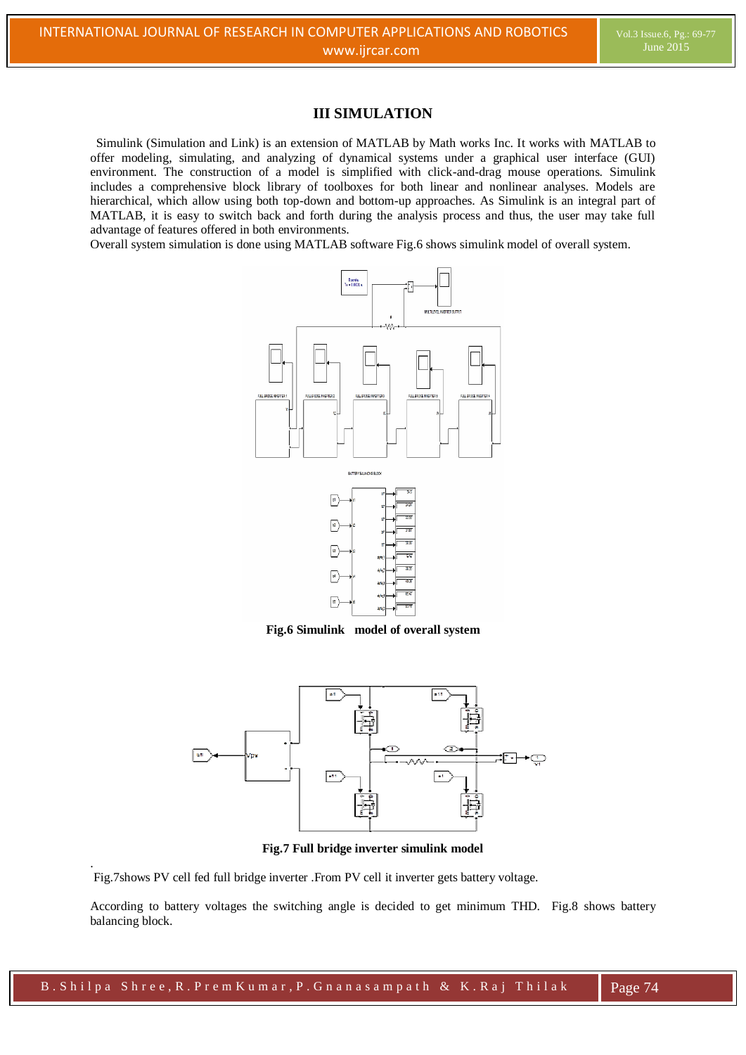## III SIMULATION

Simulink (Simulation and Link) is an extension of MATLAB by Math works Inc. It works with MATLAB to offer modeling, simulating, and analyzing of dynamical systems under a graphical user interface (GUI) environment. The construction of a model is simplified with click-and-drag mouse operations. Simulink includes a comprehensive block library of toolboxes for both linear and nonlinear analyses. Models are hierarchical, which allow using both top-down and bottom-up approaches. As Simulink is an integral part of MATLAB, it is easy to switch back and forth during the analysis process and thus, the user may take full advantage of features offered in both environments.

Overall system simulation is done using MATLAB software Fig.6 shows simulink model of overall system.

**Fig.6 Simulink model of overall system**

**Fig.7 Full bridge inverter simulink model**

Fig.7shows PV cell fed full bridge inverter .From PV cell it inverter gets battery voltage.

According to battery voltages the switching angle is decided to get minimum THD. Fig.8 shows battery balancing block.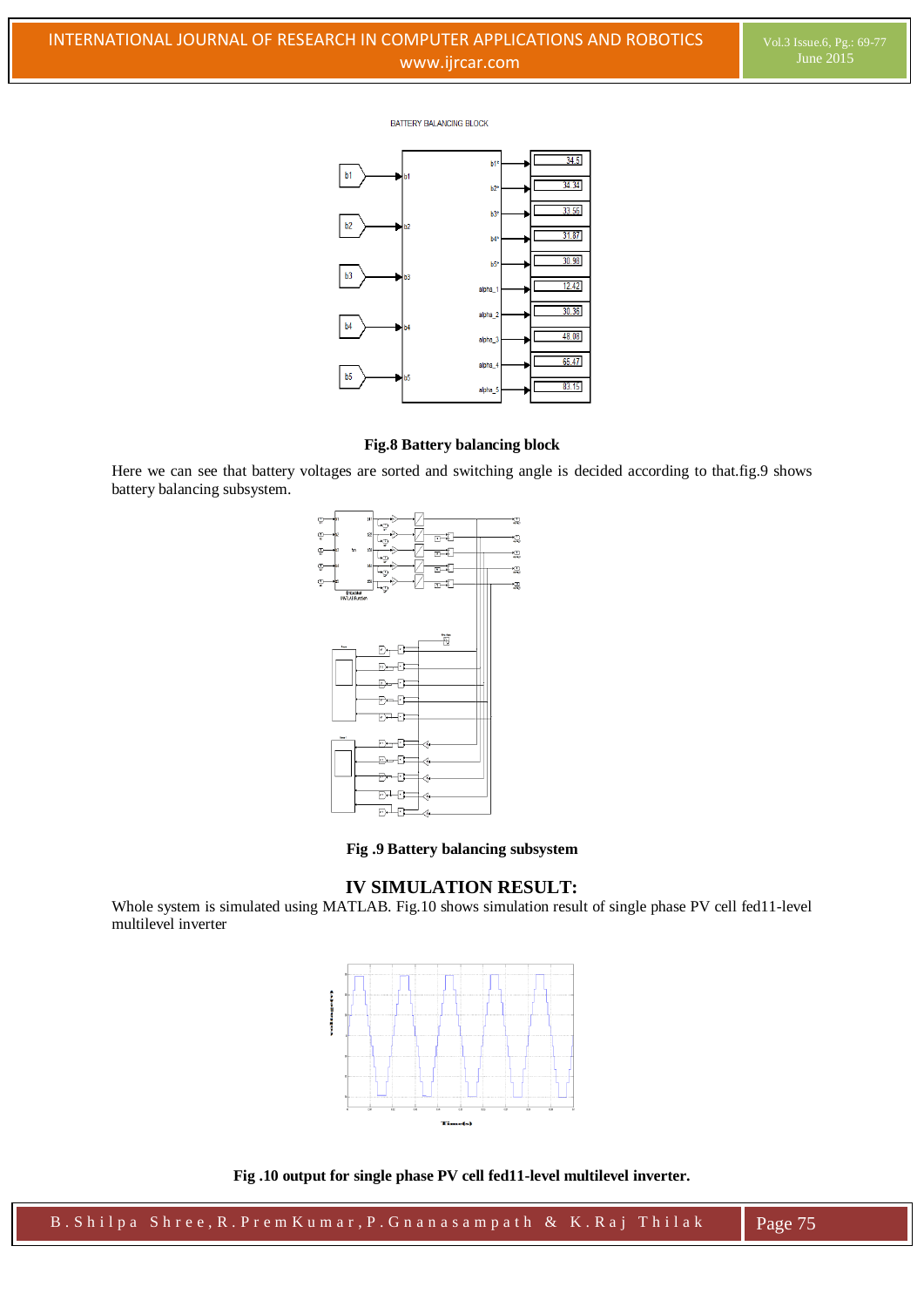BATTERY BALANCING BLOCK

**Fig.8 Battery balancing block**

Here we can see that battery voltages are sorted and switching angle is decided according to that.fig.9 shows battery balancing subsystem.

**Fig .9 Battery balancing subsystem**

## IV SIMULATION RESULT:

Whole system is simulated using MATLAB. Fig.10 shows simulation result of single phase PV cell fed11-level multilevel inverter

**Fig .10 output for single phase PV cell fed11-level multilevel inverter.**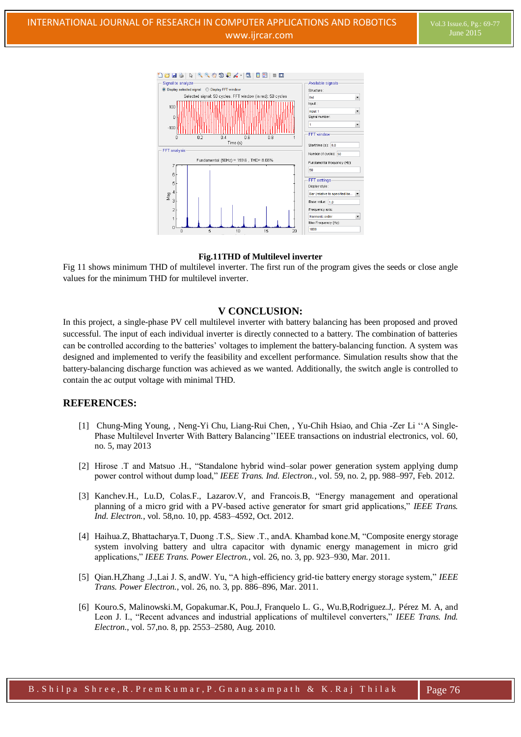**Fig.11THD of Multilevel inverter**

Fig 11 shows minimum THD of multilevel inverter. The first run of the program gives the seeds or close angle values for the minimum THD for multilevel inverter.

## V CONCLUSION:

In this project, a single-phase PV cell multilevel inverter with battery balancing has been proposed and proved successful. The input of each individual inverter is directly connected to a battery. The combination of batteries can be controlled according to the batteries' voltages to implement the battery-balancing function. A system was designed and implemented to verify the feasibility and excellent performance. Simulation results show that the battery-balancing discharge function was achieved as we wanted. Additionally, the switch angle is controlled to contain the ac output voltage with minimal THD.

## REFERENCES:

[1] Chung-Ming Young, , Neng-Yi Chu, Liang-Rui Chen, , Yu-Chih Hsiao, and Chia -Zer Li ''A Single-Phase Multilevel Inverter With Battery Balancing''IEEE transactions on industrial electronics, vol. 60, no. 5, may 2013

[2] Hirose .T and Matsuo .H., "Standalone hybrid wind–solar power generation system applying dump power control without dump load," *IEEE Trans. Ind. Electron.*, vol. 59, no. 2, pp. 988–997, Feb. 2012.

[3] Kanchev.H., Lu.D, Colas.F., Lazarov.V, and Francois.B, "Energy management and operational planning of a micro grid with a PV-based active generator for smart grid applications," *IEEE Trans. Ind. Electron.*, vol. 58,no. 10, pp. 4583–4592, Oct. 2012.

[4] Haihua.Z, Bhattacharya.T, Duong .T.S,. Siew .T., andA. Khambad kone.M, "Composite energy storage system involving battery and ultra capacitor with dynamic energy management in micro grid applications," *IEEE Trans. Power Electron.*, vol. 26, no. 3, pp. 923–930, Mar. 2011.

[5] Qian.H,Zhang .J.,Lai J. S, andW. Yu, "A high-efficiency grid-tie battery energy storage system," *IEEE Trans. Power Electron.*, vol. 26, no. 3, pp. 886–896, Mar. 2011.

[6] Kouro.S, Malinowski.M, Gopakumar.K, Pou.J, Franquelo L. G., Wu.B,Rodriguez.J,. Pérez M. A, and Leon J. I., "Recent advances and industrial applications of multilevel converters," *IEEE Trans. Ind. Electron.*, vol. 57,no. 8, pp. 2553–2580, Aug. 2010.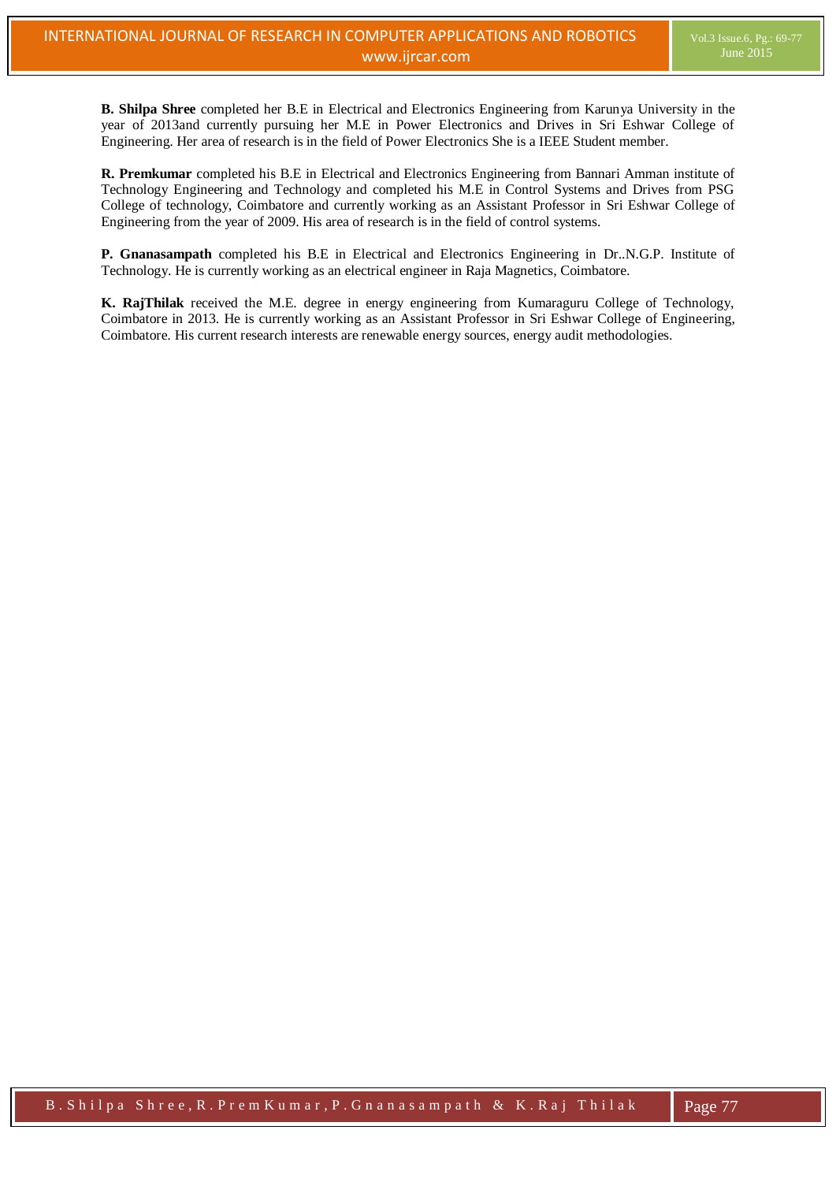**B. Shilpa Shree** completed her B.E in Electrical and Electronics Engineering from Karunya University in the year of 2013and currently pursuing her M.E in Power Electronics and Drives in Sri Eshwar College of Engineering. Her area of research is in the field of Power Electronics She is a IEEE Student member.

**R. Premkumar** completed his B.E in Electrical and Electronics Engineering from Bannari Amman institute of Technology Engineering and Technology and completed his M.E in Control Systems and Drives from PSG College of technology, Coimbatore and currently working as an Assistant Professor in Sri Eshwar College of Engineering from the year of 2009. His area of research is in the field of control systems.

**P. Gnanasampath** completed his B.E in Electrical and Electronics Engineering in Dr..N.G.P. Institute of Technology. He is currently working as an electrical engineer in Raja Magnetics, Coimbatore.

**K. RajThilak** received the M.E. degree in energy engineering from Kumaraguru College of Technology, Coimbatore in 2013. He is currently working as an Assistant Professor in Sri Eshwar College of Engineering, Coimbatore. His current research interests are renewable energy sources, energy audit methodologies.